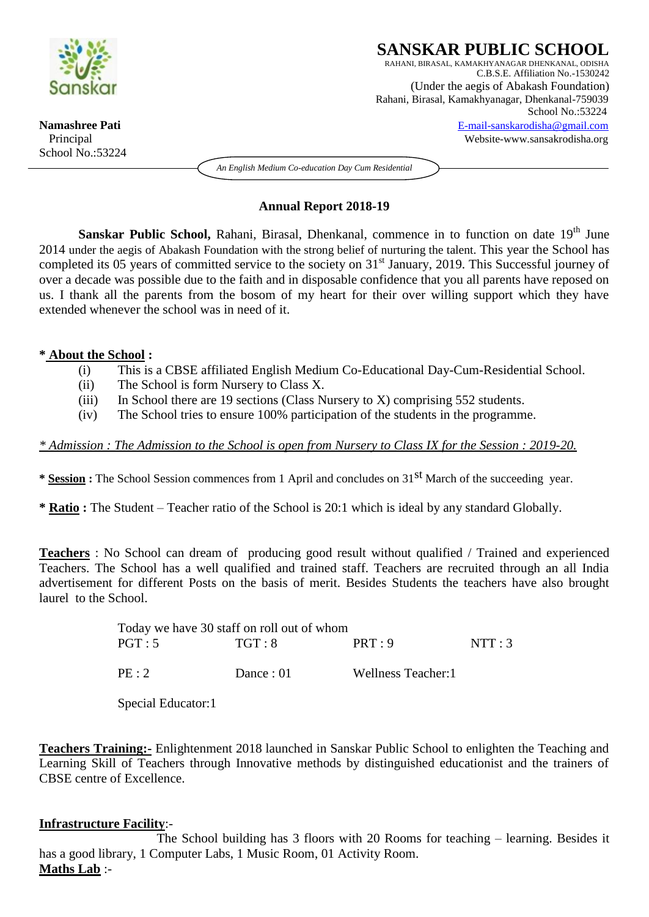# SANSKAR PUBLIC SCHOOL

RAHANI, BIRASAL, KAMAKHYANAGAR DHENKANAL, ODISHA
C.B.S.E. Affiliation No.-1530242
(Under the aegis of Abakash Foundation)
Rahani, Birasal, Kamakhyanagar, Dhenkanal-759039
School No.:53224
E-mail-sanskarodisha@gmail.com
Website-www.sansakrodisha.org

**Namashree Pati**
Principal
School No.:53224

*An English Medium Co-education Day Cum Residential*

## Annual Report 2018-19

**Sanskar Public School,** Rahani, Birasal, Dhenkanal, commence in to function on date 19th June 2014 under the aegis of Abakash Foundation with the strong belief of nurturing the talent. This year the School has completed its 05 years of committed service to the society on 31st January, 2019. This Successful journey of over a decade was possible due to the faith and in disposable confidence that you all parents have reposed on us. I thank all the parents from the bosom of my heart for their over willing support which they have extended whenever the school was in need of it.

**\* About the School :**

(i) This is a CBSE affiliated English Medium Co-Educational Day-Cum-Residential School.
(ii) The School is form Nursery to Class X.
(iii) In School there are 19 sections (Class Nursery to X) comprising 552 students.
(iv) The School tries to ensure 100% participation of the students in the programme.

*\* Admission : The Admission to the School is open from Nursery to Class IX for the Session : 2019-20.*

**\* Session :** The School Session commences from 1 April and concludes on 31st March of the succeeding year.

**\* Ratio :** The Student – Teacher ratio of the School is 20:1 which is ideal by any standard Globally.

**Teachers** : No School can dream of producing good result without qualified / Trained and experienced Teachers. The School has a well qualified and trained staff. Teachers are recruited through an all India advertisement for different Posts on the basis of merit. Besides Students the teachers have also brought laurel to the School.

Today we have 30 staff on roll out of whom

| | | | |
|---|---|---|---|
| PGT : 5 | TGT : 8 | PRT : 9 | NTT : 3 |
| PE : 2 | Dance : 01 | Wellness Teacher:1 | |
| Special Educator:1 | | | |

**Teachers Training:-** Enlightenment 2018 launched in Sanskar Public School to enlighten the Teaching and Learning Skill of Teachers through Innovative methods by distinguished educationist and the trainers of CBSE centre of Excellence.

**Infrastructure Facility**:-

The School building has 3 floors with 20 Rooms for teaching – learning. Besides it has a good library, 1 Computer Labs, 1 Music Room, 01 Activity Room.

**Maths Lab** :-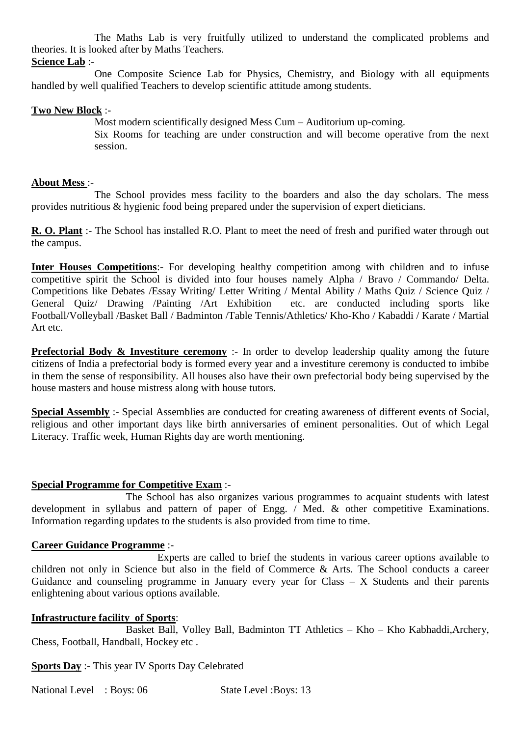The Maths Lab is very fruitfully utilized to understand the complicated problems and theories. It is looked after by Maths Teachers.

**Science Lab** :-

One Composite Science Lab for Physics, Chemistry, and Biology with all equipments handled by well qualified Teachers to develop scientific attitude among students.

**Two New Block** :-

Most modern scientifically designed Mess Cum – Auditorium up-coming.

Six Rooms for teaching are under construction and will become operative from the next session.

**About Mess** :-

The School provides mess facility to the boarders and also the day scholars. The mess provides nutritious & hygienic food being prepared under the supervision of expert dieticians.

**R. O. Plant** :- The School has installed R.O. Plant to meet the need of fresh and purified water through out the campus.

**Inter Houses Competitions**:- For developing healthy competition among with children and to infuse competitive spirit the School is divided into four houses namely Alpha / Bravo / Commando/ Delta. Competitions like Debates /Essay Writing/ Letter Writing / Mental Ability / Maths Quiz / Science Quiz / General Quiz/ Drawing /Painting /Art Exhibition etc. are conducted including sports like Football/Volleyball /Basket Ball / Badminton /Table Tennis/Athletics/ Kho-Kho / Kabaddi / Karate / Martial Art etc.

**Prefectorial Body & Investiture ceremony** :- In order to develop leadership quality among the future citizens of India a prefectorial body is formed every year and a investiture ceremony is conducted to imbibe in them the sense of responsibility. All houses also have their own prefectorial body being supervised by the house masters and house mistress along with house tutors.

**Special Assembly** :- Special Assemblies are conducted for creating awareness of different events of Social, religious and other important days like birth anniversaries of eminent personalities. Out of which Legal Literacy. Traffic week, Human Rights day are worth mentioning.

**Special Programme for Competitive Exam** :-

The School has also organizes various programmes to acquaint students with latest development in syllabus and pattern of paper of Engg. / Med. & other competitive Examinations. Information regarding updates to the students is also provided from time to time.

**Career Guidance Programme** :-

Experts are called to brief the students in various career options available to children not only in Science but also in the field of Commerce & Arts. The School conducts a career Guidance and counseling programme in January every year for Class – X Students and their parents enlightening about various options available.

**Infrastructure facility of Sports**:

Basket Ball, Volley Ball, Badminton TT Athletics – Kho – Kho Kabhaddi,Archery, Chess, Football, Handball, Hockey etc .

**Sports Day** :- This year IV Sports Day Celebrated

National Level : Boys: 06 State Level :Boys: 13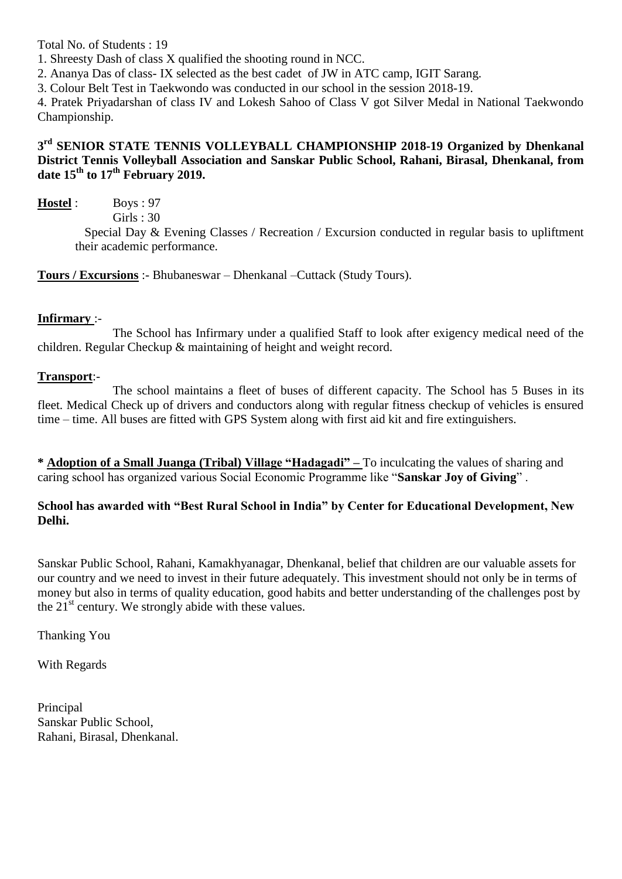Total No. of Students : 19

1. Shreesty Dash of class X qualified the shooting round in NCC.
2. Ananya Das of class- IX selected as the best cadet of JW in ATC camp, IGIT Sarang.
3. Colour Belt Test in Taekwondo was conducted in our school in the session 2018-19.
4. Pratek Priyadarshan of class IV and Lokesh Sahoo of Class V got Silver Medal in National Taekwondo Championship.

**3rd SENIOR STATE TENNIS VOLLEYBALL CHAMPIONSHIP 2018-19 Organized by Dhenkanal District Tennis Volleyball Association and Sanskar Public School, Rahani, Birasal, Dhenkanal, from date 15th to 17th February 2019.**

**Hostel** : Boys : 97
Girls : 30

Special Day & Evening Classes / Recreation / Excursion conducted in regular basis to upliftment their academic performance.

**Tours / Excursions** :- Bhubaneswar – Dhenkanal –Cuttack (Study Tours).

**Infirmary** :-

The School has Infirmary under a qualified Staff to look after exigency medical need of the children. Regular Checkup & maintaining of height and weight record.

**Transport**:-

The school maintains a fleet of buses of different capacity. The School has 5 Buses in its fleet. Medical Check up of drivers and conductors along with regular fitness checkup of vehicles is ensured time – time. All buses are fitted with GPS System along with first aid kit and fire extinguishers.

**\* Adoption of a Small Juanga (Tribal) Village "Hadagadi" –** To inculcating the values of sharing and caring school has organized various Social Economic Programme like "**Sanskar Joy of Giving**" .

**School has awarded with "Best Rural School in India" by Center for Educational Development, New Delhi.**

Sanskar Public School, Rahani, Kamakhyanagar, Dhenkanal, belief that children are our valuable assets for our country and we need to invest in their future adequately. This investment should not only be in terms of money but also in terms of quality education, good habits and better understanding of the challenges post by the 21st century. We strongly abide with these values.

Thanking You

With Regards

Principal
Sanskar Public School,
Rahani, Birasal, Dhenkanal.